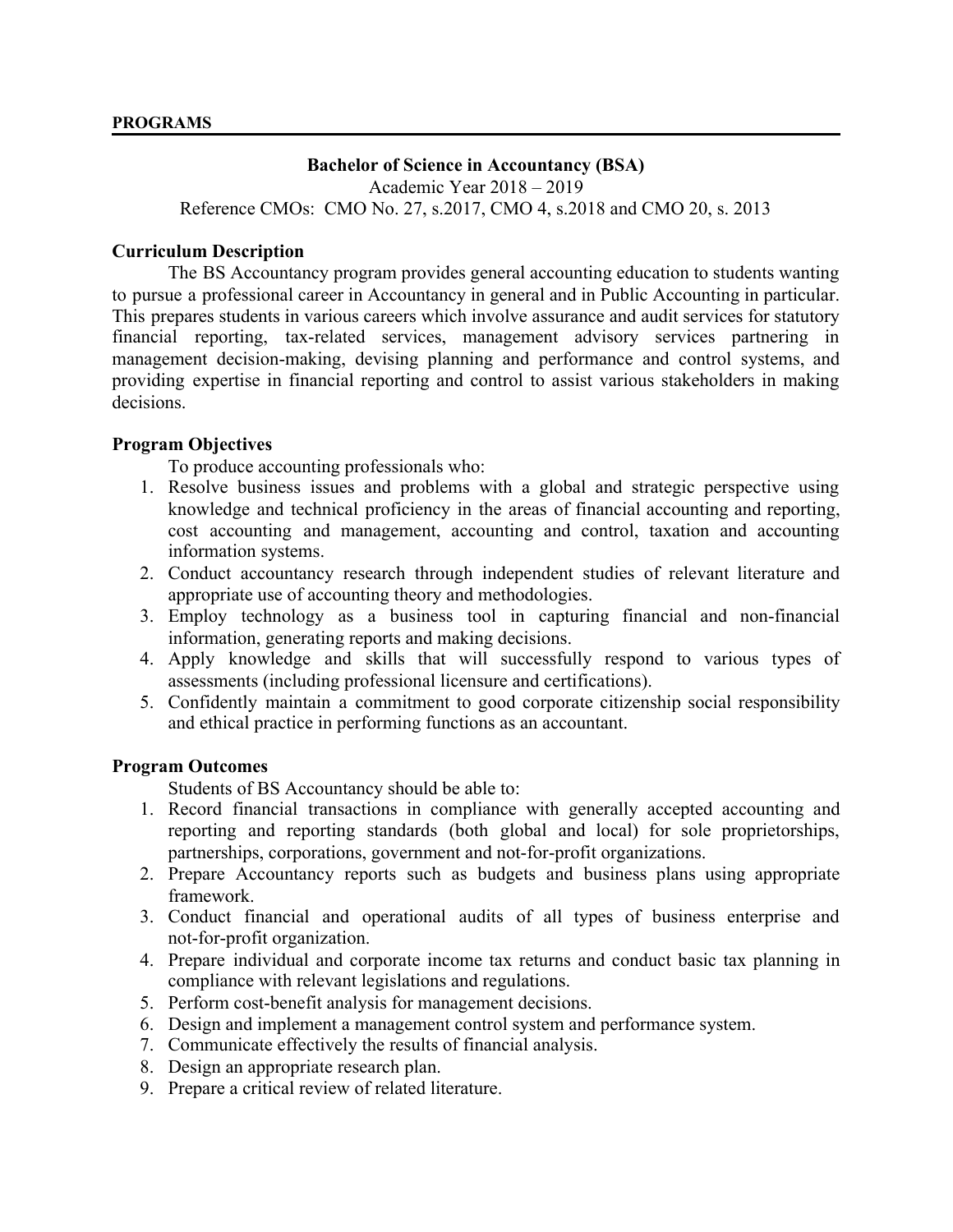**PROGRAMS**

## Bachelor of Science in Accountancy (BSA)

Academic Year 2018 – 2019

Reference CMOs: CMO No. 27, s.2017, CMO 4, s.2018 and CMO 20, s. 2013

### Curriculum Description

The BS Accountancy program provides general accounting education to students wanting to pursue a professional career in Accountancy in general and in Public Accounting in particular. This prepares students in various careers which involve assurance and audit services for statutory financial reporting, tax-related services, management advisory services partnering in management decision-making, devising planning and performance and control systems, and providing expertise in financial reporting and control to assist various stakeholders in making decisions.

### Program Objectives

To produce accounting professionals who:

1. Resolve business issues and problems with a global and strategic perspective using knowledge and technical proficiency in the areas of financial accounting and reporting, cost accounting and management, accounting and control, taxation and accounting information systems.
2. Conduct accountancy research through independent studies of relevant literature and appropriate use of accounting theory and methodologies.
3. Employ technology as a business tool in capturing financial and non-financial information, generating reports and making decisions.
4. Apply knowledge and skills that will successfully respond to various types of assessments (including professional licensure and certifications).
5. Confidently maintain a commitment to good corporate citizenship social responsibility and ethical practice in performing functions as an accountant.

### Program Outcomes

Students of BS Accountancy should be able to:

1. Record financial transactions in compliance with generally accepted accounting and reporting and reporting standards (both global and local) for sole proprietorships, partnerships, corporations, government and not-for-profit organizations.
2. Prepare Accountancy reports such as budgets and business plans using appropriate framework.
3. Conduct financial and operational audits of all types of business enterprise and not-for-profit organization.
4. Prepare individual and corporate income tax returns and conduct basic tax planning in compliance with relevant legislations and regulations.
5. Perform cost-benefit analysis for management decisions.
6. Design and implement a management control system and performance system.
7. Communicate effectively the results of financial analysis.
8. Design an appropriate research plan.
9. Prepare a critical review of related literature.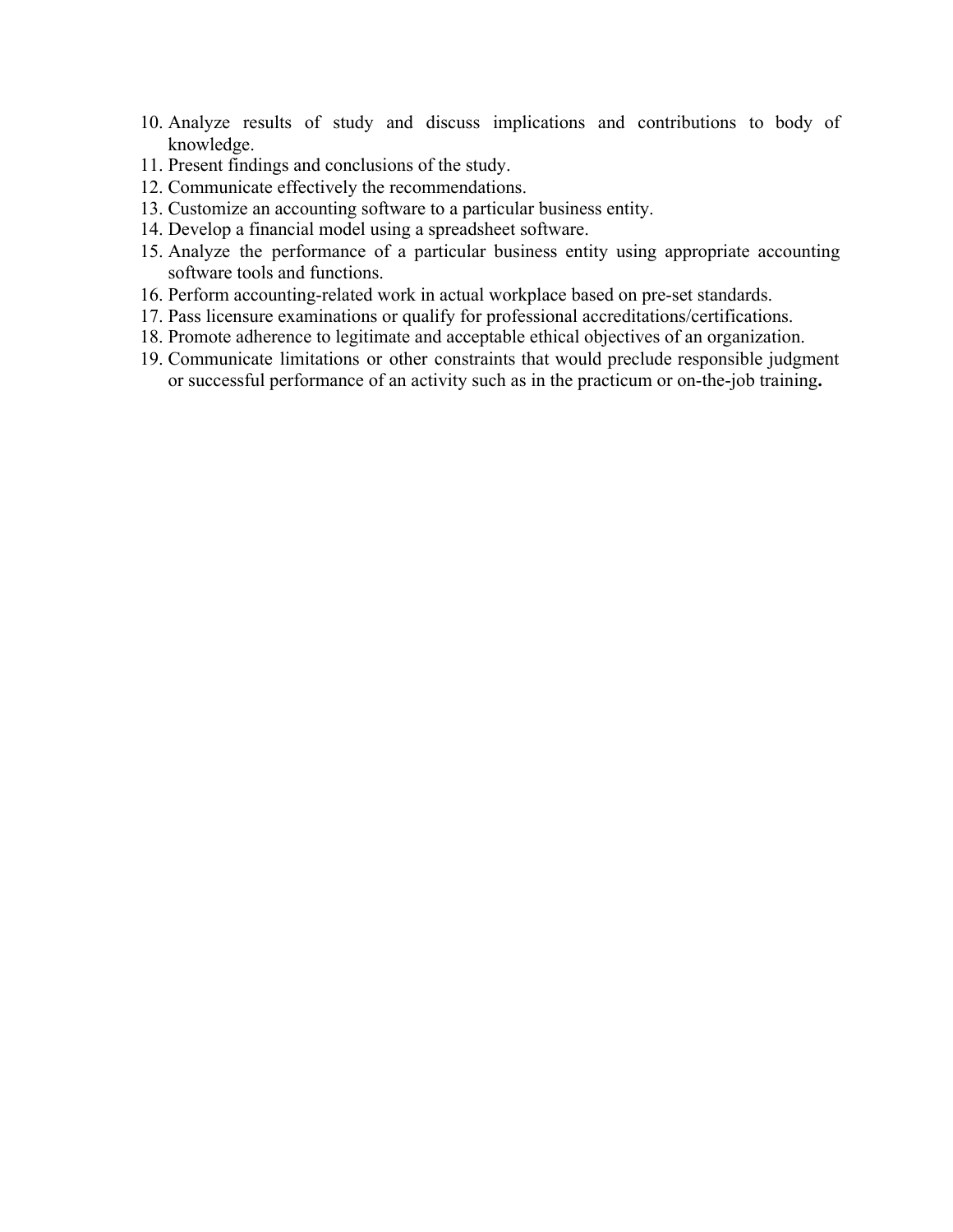10. Analyze results of study and discuss implications and contributions to body of knowledge.
11. Present findings and conclusions of the study.
12. Communicate effectively the recommendations.
13. Customize an accounting software to a particular business entity.
14. Develop a financial model using a spreadsheet software.
15. Analyze the performance of a particular business entity using appropriate accounting software tools and functions.
16. Perform accounting-related work in actual workplace based on pre-set standards.
17. Pass licensure examinations or qualify for professional accreditations/certifications.
18. Promote adherence to legitimate and acceptable ethical objectives of an organization.
19. Communicate limitations or other constraints that would preclude responsible judgment or successful performance of an activity such as in the practicum or on-the-job training**.**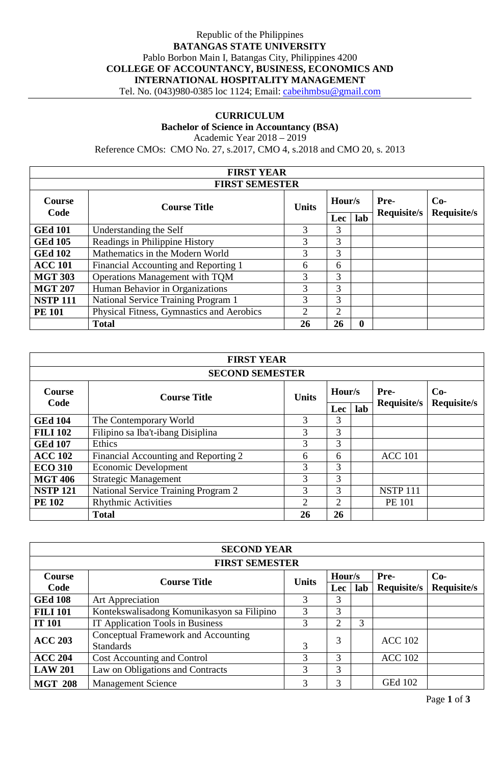Republic of the Philippines
**BATANGAS STATE UNIVERSITY**
Pablo Borbon Main I, Batangas City, Philippines 4200
**COLLEGE OF ACCOUNTANCY, BUSINESS, ECONOMICS AND INTERNATIONAL HOSPITALITY MANAGEMENT**
Tel. No. (043)980-0385 loc 1124; Email: cabeihmbsu@gmail.com

## CURRICULUM

**Bachelor of Science in Accountancy (BSA)**
Academic Year 2018 – 2019
Reference CMOs: CMO No. 27, s.2017, CMO 4, s.2018 and CMO 20, s. 2013

**FIRST YEAR**
**FIRST SEMESTER**

| Course Code | Course Title | Units | Hour/s | | Pre-Requisite/s | Co-Requisite/s |
|---|---|---|---|---|---|---|
| | | | Lec | lab | | |
| **GEd 101** | Understanding the Self | 3 | 3 | | | |
| **GEd 105** | Readings in Philippine History | 3 | 3 | | | |
| **GEd 102** | Mathematics in the Modern World | 3 | 3 | | | |
| **ACC 101** | Financial Accounting and Reporting 1 | 6 | 6 | | | |
| **MGT 303** | Operations Management with TQM | 3 | 3 | | | |
| **MGT 207** | Human Behavior in Organizations | 3 | 3 | | | |
| **NSTP 111** | National Service Training Program 1 | 3 | 3 | | | |
| **PE 101** | Physical Fitness, Gymnastics and Aerobics | 2 | 2 | | | |
| | **Total** | **26** | **26** | **0** | | |

**FIRST YEAR**
**SECOND SEMESTER**

| Course Code | Course Title | Units | Hour/s | | Pre-Requisite/s | Co-Requisite/s |
|---|---|---|---|---|---|---|
| | | | Lec | lab | | |
| **GEd 104** | The Contemporary World | 3 | 3 | | | |
| **FILI 102** | Filipino sa Iba't-ibang Disiplina | 3 | 3 | | | |
| **GEd 107** | Ethics | 3 | 3 | | | |
| **ACC 102** | Financial Accounting and Reporting 2 | 6 | 6 | | ACC 101 | |
| **ECO 310** | Economic Development | 3 | 3 | | | |
| **MGT 406** | Strategic Management | 3 | 3 | | | |
| **NSTP 121** | National Service Training Program 2 | 3 | 3 | | NSTP 111 | |
| **PE 102** | Rhythmic Activities | 2 | 2 | | PE 101 | |
| | **Total** | **26** | **26** | | | |

**SECOND YEAR**
**FIRST SEMESTER**

| Course Code | Course Title | Units | Hour/s | | Pre-Requisite/s | Co-Requisite/s |
|---|---|---|---|---|---|---|
| | | | Lec | lab | | |
| **GEd 108** | Art Appreciation | 3 | 3 | | | |
| **FILI 101** | Kontekswalisadong Komunikasyon sa Filipino | 3 | 3 | | | |
| **IT 101** | IT Application Tools in Business | 3 | 2 | 3 | | |
| **ACC 203** | Conceptual Framework and Accounting Standards | 3 | 3 | | ACC 102 | |
| **ACC 204** | Cost Accounting and Control | 3 | 3 | | ACC 102 | |
| **LAW 201** | Law on Obligations and Contracts | 3 | 3 | | | |
| **MGT 208** | Management Science | 3 | 3 | | GEd 102 | |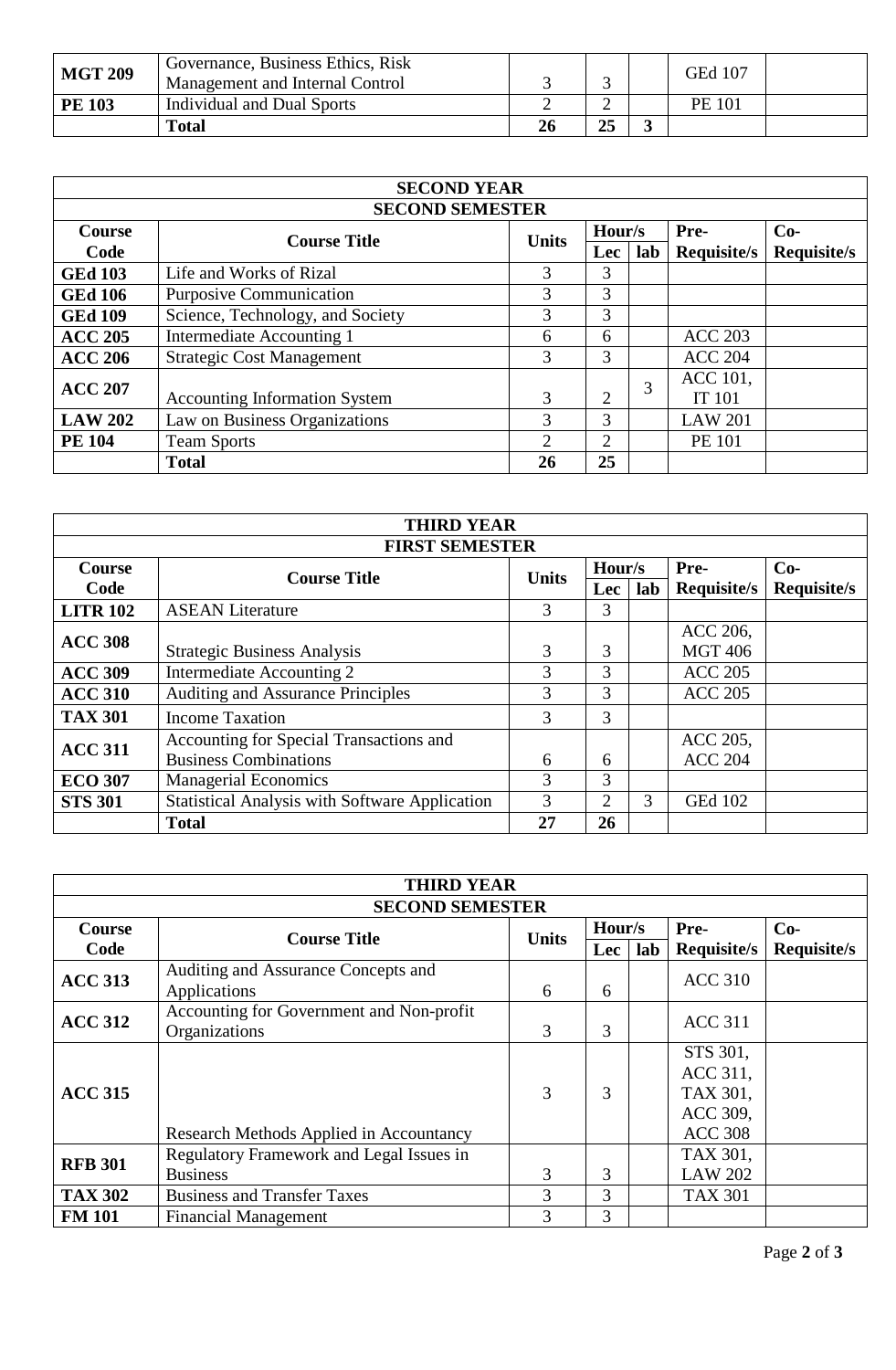| | | | | | | |
|---|---|---|---|---|---|---|
| **MGT 209** | Governance, Business Ethics, Risk Management and Internal Control | 3 | 3 | | GEd 107 | |
| **PE 103** | Individual and Dual Sports | 2 | 2 | | PE 101 | |
| | **Total** | **26** | **25** | **3** | | |

| **SECOND YEAR** | | | | | | |
|---|---|---|---|---|---|---|
| **SECOND SEMESTER** | | | | | | |
| **Course Code** | **Course Title** | **Units** | **Hour/s** | | **Pre-Requisite/s** | **Co-Requisite/s** |
| | | | **Lec** | **lab** | | |
| **GEd 103** | Life and Works of Rizal | 3 | 3 | | | |
| **GEd 106** | Purposive Communication | 3 | 3 | | | |
| **GEd 109** | Science, Technology, and Society | 3 | 3 | | | |
| **ACC 205** | Intermediate Accounting 1 | 6 | 6 | | ACC 203 | |
| **ACC 206** | Strategic Cost Management | 3 | 3 | | ACC 204 | |
| **ACC 207** | Accounting Information System | 3 | 2 | 3 | ACC 101, IT 101 | |
| **LAW 202** | Law on Business Organizations | 3 | 3 | | LAW 201 | |
| **PE 104** | Team Sports | 2 | 2 | | PE 101 | |
| | **Total** | **26** | **25** | | | |

| **THIRD YEAR** | | | | | | |
|---|---|---|---|---|---|---|
| **FIRST SEMESTER** | | | | | | |
| **Course Code** | **Course Title** | **Units** | **Hour/s** | | **Pre-Requisite/s** | **Co-Requisite/s** |
| | | | **Lec** | **lab** | | |
| **LITR 102** | ASEAN Literature | 3 | 3 | | | |
| **ACC 308** | Strategic Business Analysis | 3 | 3 | | ACC 206, MGT 406 | |
| **ACC 309** | Intermediate Accounting 2 | 3 | 3 | | ACC 205 | |
| **ACC 310** | Auditing and Assurance Principles | 3 | 3 | | ACC 205 | |
| **TAX 301** | Income Taxation | 3 | 3 | | | |
| **ACC 311** | Accounting for Special Transactions and Business Combinations | 6 | 6 | | ACC 205, ACC 204 | |
| **ECO 307** | Managerial Economics | 3 | 3 | | | |
| **STS 301** | Statistical Analysis with Software Application | 3 | 2 | 3 | GEd 102 | |
| | **Total** | **27** | **26** | | | |

| **THIRD YEAR** | | | | | | |
|---|---|---|---|---|---|---|
| **SECOND SEMESTER** | | | | | | |
| **Course Code** | **Course Title** | **Units** | **Hour/s** | | **Pre-Requisite/s** | **Co-Requisite/s** |
| | | | **Lec** | **lab** | | |
| **ACC 313** | Auditing and Assurance Concepts and Applications | 6 | 6 | | ACC 310 | |
| **ACC 312** | Accounting for Government and Non-profit Organizations | 3 | 3 | | ACC 311 | |
| **ACC 315** | Research Methods Applied in Accountancy | 3 | 3 | | STS 301, ACC 311, TAX 301, ACC 309, ACC 308 | |
| **RFB 301** | Regulatory Framework and Legal Issues in Business | 3 | 3 | | TAX 301, LAW 202 | |
| **TAX 302** | Business and Transfer Taxes | 3 | 3 | | TAX 301 | |
| **FM 101** | Financial Management | 3 | 3 | | | |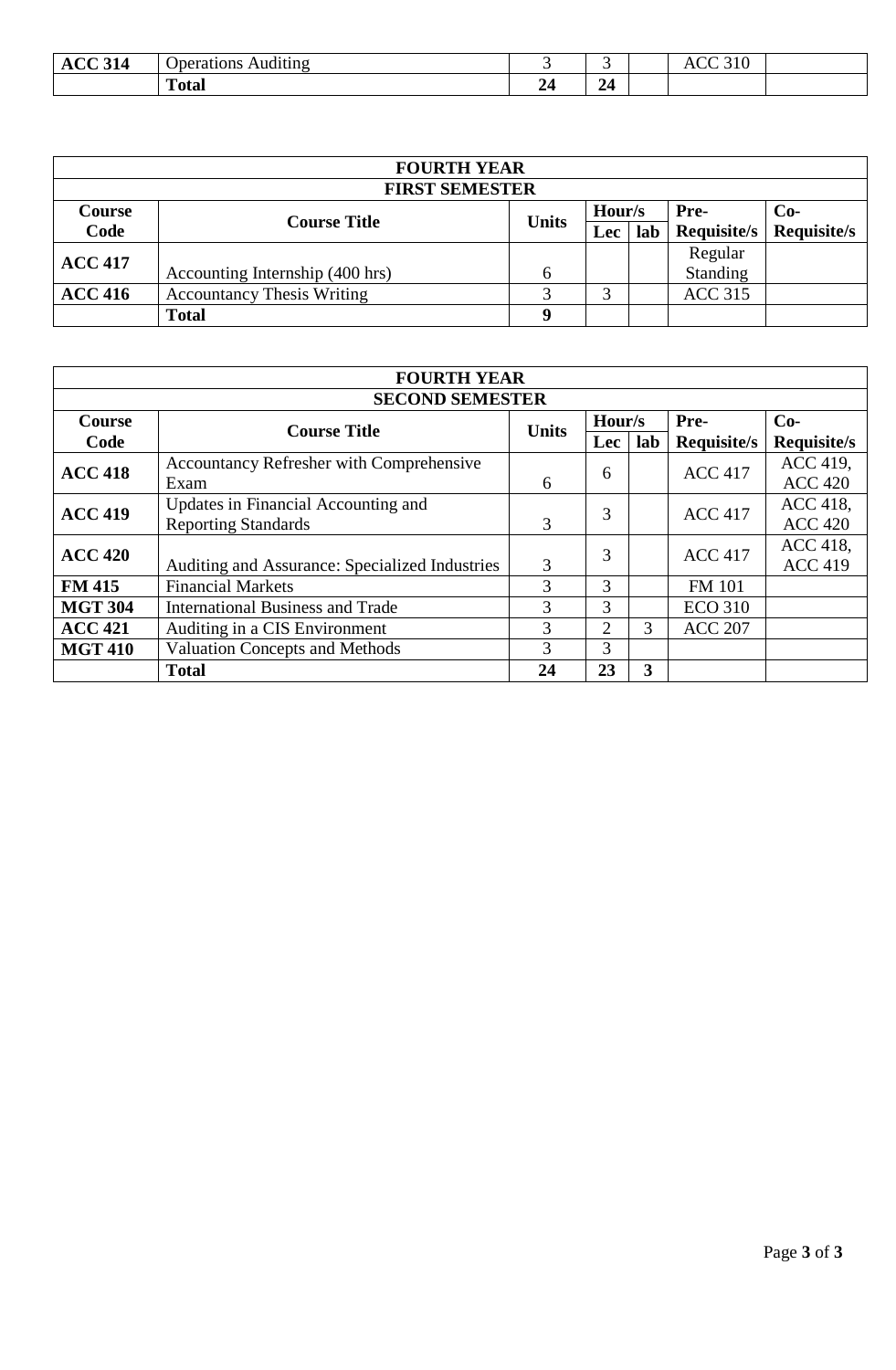| | | | | | | |
|---|---|---|---|---|---|---|
| **ACC 314** | Operations Auditing | 3 | 3 | | ACC 310 | |
| | **Total** | **24** | **24** | | | |

| **FOURTH YEAR** | | | | | | |
|---|---|---|---|---|---|---|
| **FIRST SEMESTER** | | | | | | |
| **Course Code** | **Course Title** | **Units** | **Hour/s** | | **Pre-Requisite/s** | **Co-Requisite/s** |
| | | | **Lec** | **lab** | | |
| **ACC 417** | Accounting Internship (400 hrs) | 6 | | | Regular Standing | |
| **ACC 416** | Accountancy Thesis Writing | 3 | 3 | | ACC 315 | |
| | **Total** | **9** | | | | |

| **FOURTH YEAR** | | | | | | |
|---|---|---|---|---|---|---|
| **SECOND SEMESTER** | | | | | | |
| **Course Code** | **Course Title** | **Units** | **Hour/s** | | **Pre-Requisite/s** | **Co-Requisite/s** |
| | | | **Lec** | **lab** | | |
| **ACC 418** | Accountancy Refresher with Comprehensive Exam | 6 | 6 | | ACC 417 | ACC 419, ACC 420 |
| **ACC 419** | Updates in Financial Accounting and Reporting Standards | 3 | 3 | | ACC 417 | ACC 418, ACC 420 |
| **ACC 420** | Auditing and Assurance: Specialized Industries | 3 | 3 | | ACC 417 | ACC 418, ACC 419 |
| **FM 415** | Financial Markets | 3 | 3 | | FM 101 | |
| **MGT 304** | International Business and Trade | 3 | 3 | | ECO 310 | |
| **ACC 421** | Auditing in a CIS Environment | 3 | 2 | 3 | ACC 207 | |
| **MGT 410** | Valuation Concepts and Methods | 3 | 3 | | | |
| | **Total** | **24** | **23** | **3** | | |